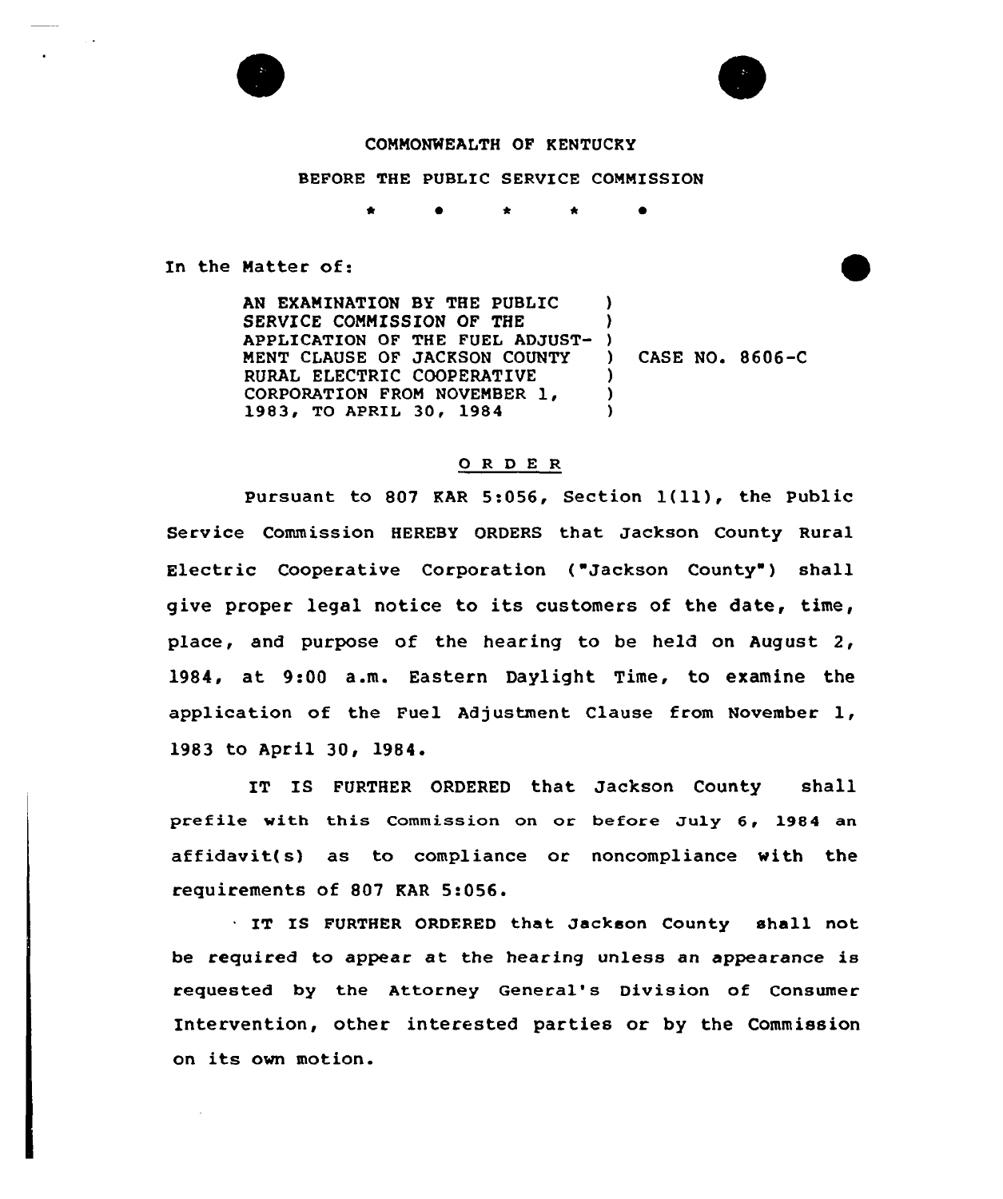COMMONWEALTH OF KENTUCKY

BEFORE THE PUBLIC SERVICE COMMISSION

\* \* \* \* \*

In the Matter of:

AN EXAMINATION BY THE PUBLIC SERVICE COMMISSION OF THE APPLICATION OF THE FUEL ADJUSTMENT CLAUSE OF JACKSON COUNTY RURAL ELECTRIC COOPERATIVE CORPORATION FROM NOVEMBER 1, 1983, TO APRIL 30, 1984 ) CASE NO. 8606-C

## O R D E R

Pursuant to 807 KAR 5:056, Section 1(11), the Public Service Commission HEREBY ORDERS that Jackson County Rural Electric Cooperative Corporation ("Jackson County") shall give proper legal notice to its customers of the date, time, place, and purpose of the hearing to be held on August 2, 1984, at 9:00 a.m. Eastern Daylight Time, to examine the application of the Fuel Adjustment Clause from November 1, 1983 to April 30, 1984.

IT IS FURTHER ORDERED that Jackson County shall prefile with this Commission on or before July 6, 1984 an affidavit(s) as to compliance or noncompliance with the requirements of 807 KAR 5:056.

IT IS FURTHER ORDERED that Jackson County shall not be required to appear at the hearing unless an appearance is requested by the Attorney General's Division of Consumer Intervention, other interested parties or by the Commission on its own motion.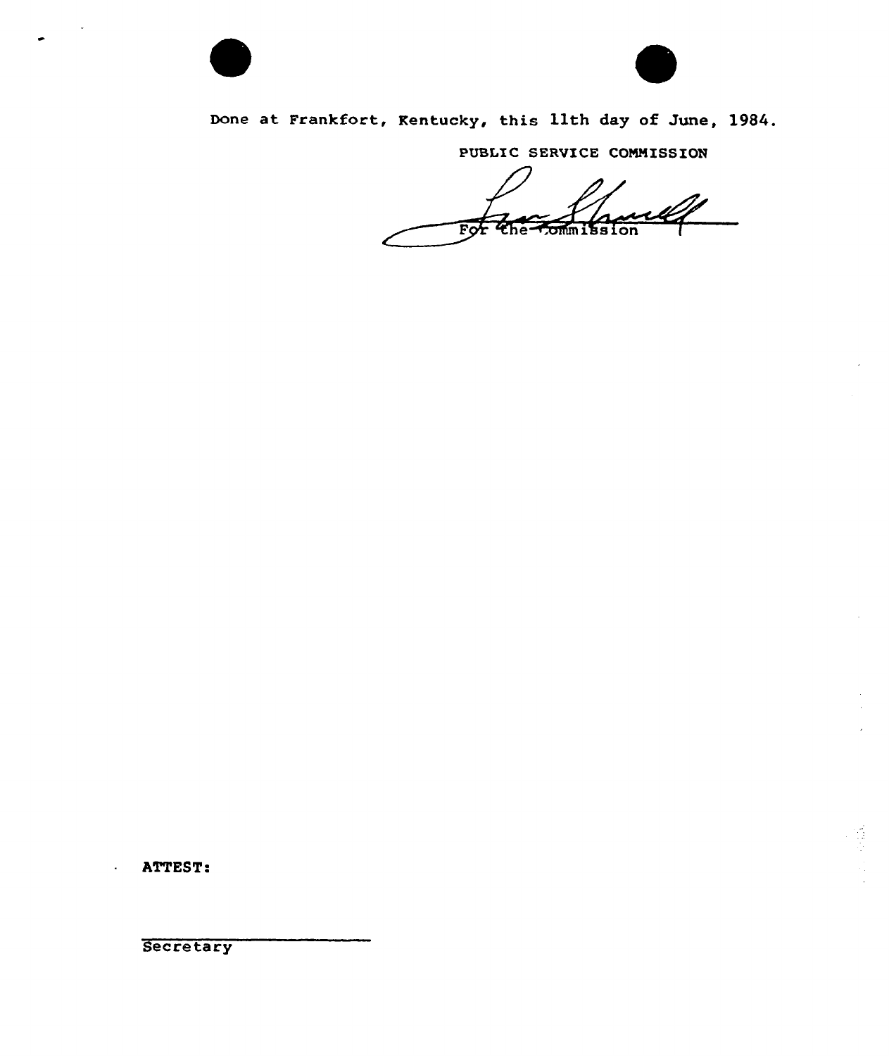Done at Frankfort, Kentucky, this 11th day of June, 1984.

PUBLIC SERVICE COMMISSION

For the Commission

ATTEST:

Secretary